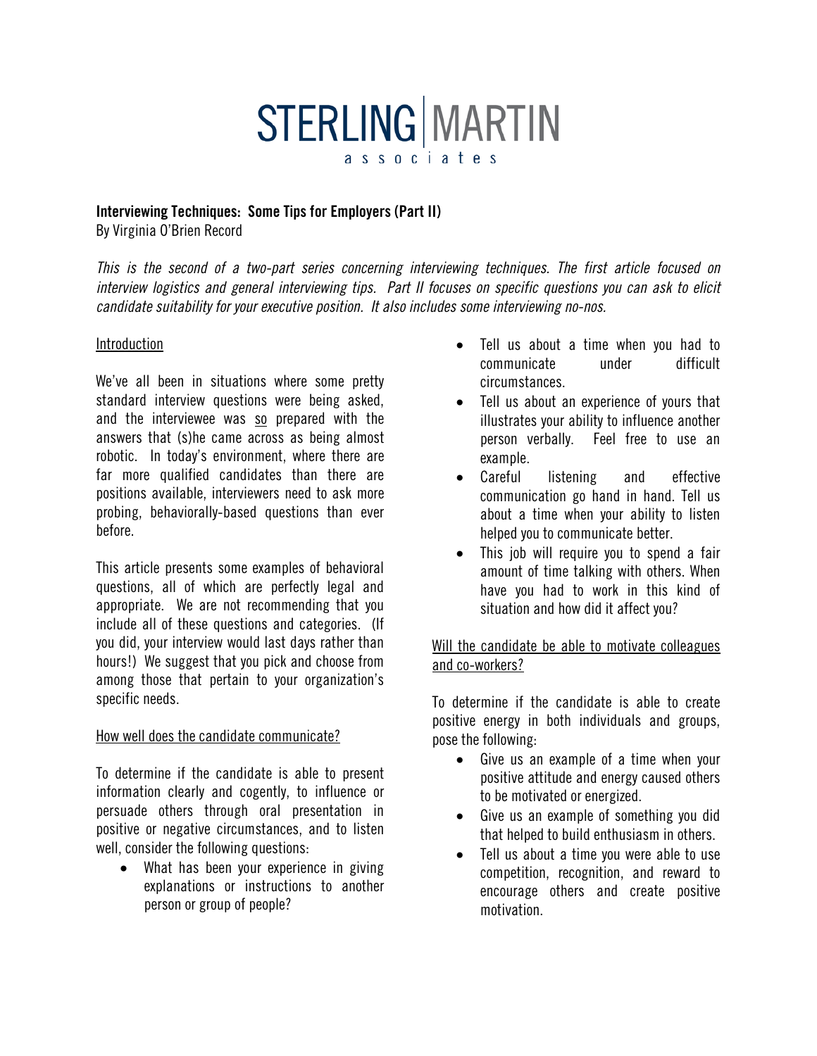STERLING | MARTIN
associates

**Interviewing Techniques: Some Tips for Employers (Part II)**
By Virginia O'Brien Record

*This is the second of a two-part series concerning interviewing techniques. The first article focused on interview logistics and general interviewing tips. Part II focuses on specific questions you can ask to elicit candidate suitability for your executive position. It also includes some interviewing no-nos.*

<u>Introduction</u>

We've all been in situations where some pretty standard interview questions were being asked, and the interviewee was <u>so</u> prepared with the answers that (s)he came across as being almost robotic. In today's environment, where there are far more qualified candidates than there are positions available, interviewers need to ask more probing, behaviorally-based questions than ever before.

This article presents some examples of behavioral questions, all of which are perfectly legal and appropriate. We are not recommending that you include all of these questions and categories. (If you did, your interview would last days rather than hours!) We suggest that you pick and choose from among those that pertain to your organization's specific needs.

<u>How well does the candidate communicate?</u>

To determine if the candidate is able to present information clearly and cogently, to influence or persuade others through oral presentation in positive or negative circumstances, and to listen well, consider the following questions:

- What has been your experience in giving explanations or instructions to another person or group of people?
- Tell us about a time when you had to communicate under difficult circumstances.
- Tell us about an experience of yours that illustrates your ability to influence another person verbally. Feel free to use an example.
- Careful listening and effective communication go hand in hand. Tell us about a time when your ability to listen helped you to communicate better.
- This job will require you to spend a fair amount of time talking with others. When have you had to work in this kind of situation and how did it affect you?

<u>Will the candidate be able to motivate colleagues and co-workers?</u>

To determine if the candidate is able to create positive energy in both individuals and groups, pose the following:

- Give us an example of a time when your positive attitude and energy caused others to be motivated or energized.
- Give us an example of something you did that helped to build enthusiasm in others.
- Tell us about a time you were able to use competition, recognition, and reward to encourage others and create positive motivation.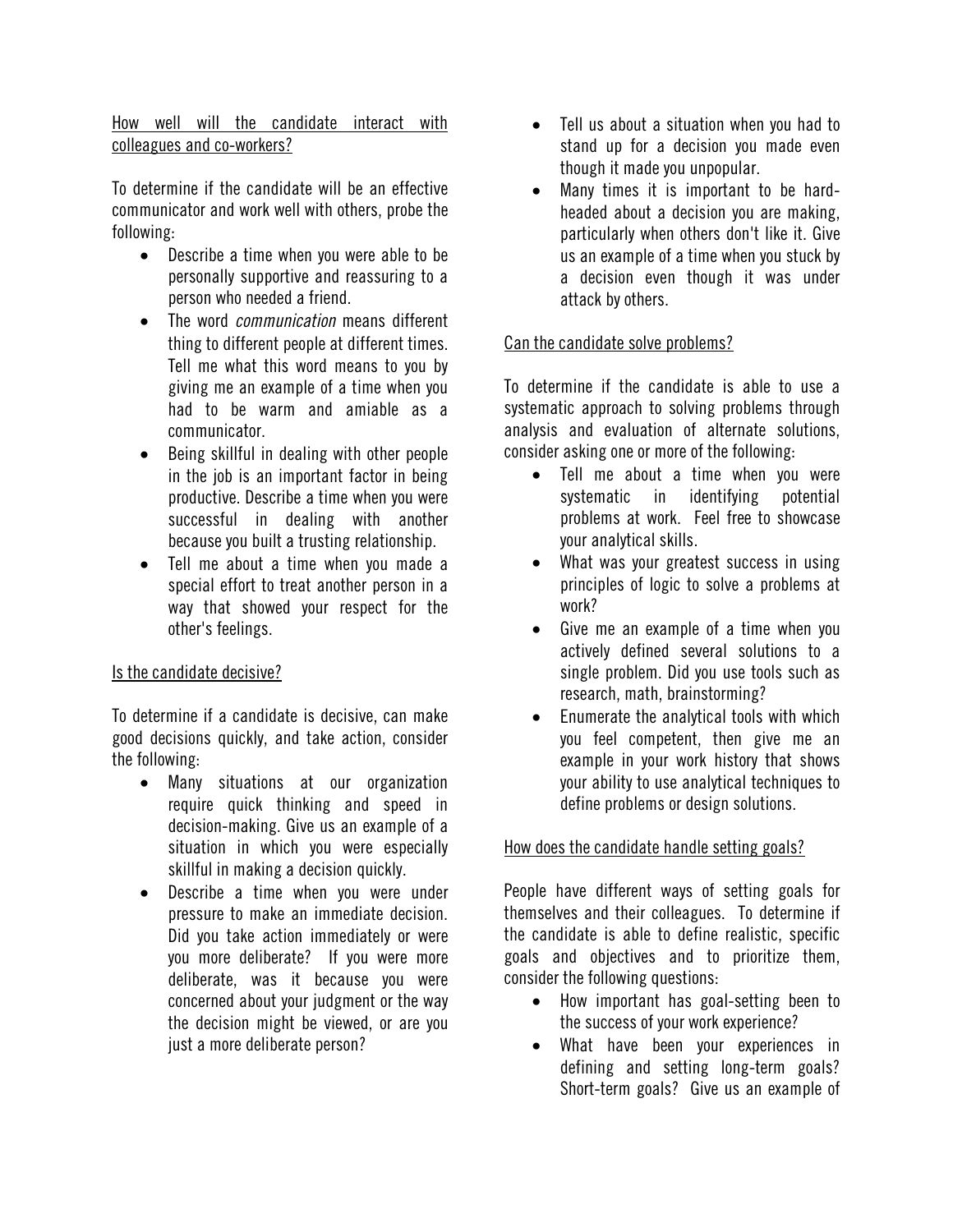How well will the candidate interact with colleagues and co-workers?

To determine if the candidate will be an effective communicator and work well with others, probe the following:

- Describe a time when you were able to be personally supportive and reassuring to a person who needed a friend.
- The word *communication* means different thing to different people at different times. Tell me what this word means to you by giving me an example of a time when you had to be warm and amiable as a communicator.
- Being skillful in dealing with other people in the job is an important factor in being productive. Describe a time when you were successful in dealing with another because you built a trusting relationship.
- Tell me about a time when you made a special effort to treat another person in a way that showed your respect for the other's feelings.

Is the candidate decisive?

To determine if a candidate is decisive, can make good decisions quickly, and take action, consider the following:

- Many situations at our organization require quick thinking and speed in decision-making. Give us an example of a situation in which you were especially skillful in making a decision quickly.
- Describe a time when you were under pressure to make an immediate decision. Did you take action immediately or were you more deliberate? If you were more deliberate, was it because you were concerned about your judgment or the way the decision might be viewed, or are you just a more deliberate person?
- Tell us about a situation when you had to stand up for a decision you made even though it made you unpopular.
- Many times it is important to be hard-headed about a decision you are making, particularly when others don't like it. Give us an example of a time when you stuck by a decision even though it was under attack by others.

Can the candidate solve problems?

To determine if the candidate is able to use a systematic approach to solving problems through analysis and evaluation of alternate solutions, consider asking one or more of the following:

- Tell me about a time when you were systematic in identifying potential problems at work. Feel free to showcase your analytical skills.
- What was your greatest success in using principles of logic to solve a problems at work?
- Give me an example of a time when you actively defined several solutions to a single problem. Did you use tools such as research, math, brainstorming?
- Enumerate the analytical tools with which you feel competent, then give me an example in your work history that shows your ability to use analytical techniques to define problems or design solutions.

How does the candidate handle setting goals?

People have different ways of setting goals for themselves and their colleagues. To determine if the candidate is able to define realistic, specific goals and objectives and to prioritize them, consider the following questions:

- How important has goal-setting been to the success of your work experience?
- What have been your experiences in defining and setting long-term goals? Short-term goals? Give us an example of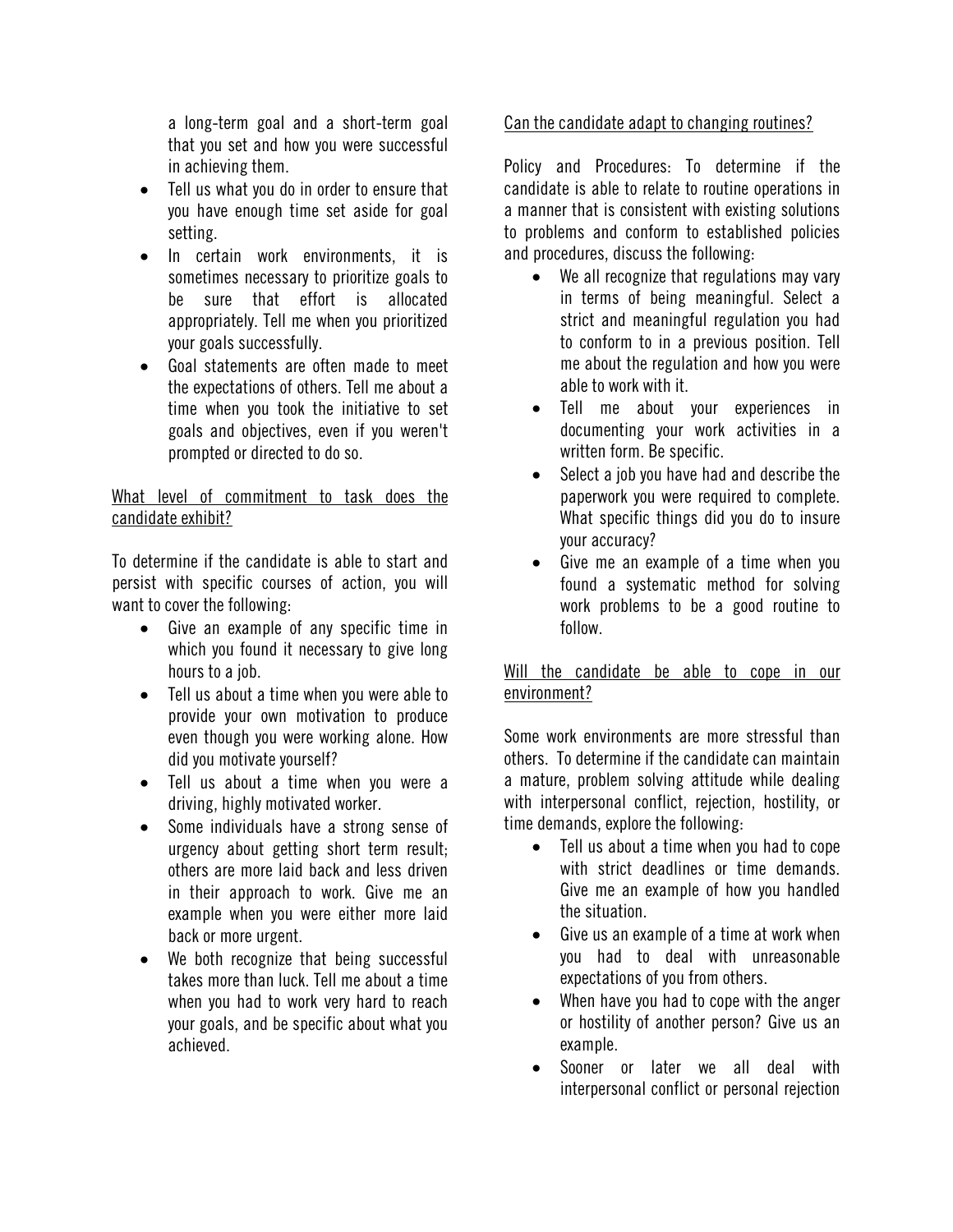a long-term goal and a short-term goal that you set and how you were successful in achieving them.

- Tell us what you do in order to ensure that you have enough time set aside for goal setting.
- In certain work environments, it is sometimes necessary to prioritize goals to be sure that effort is allocated appropriately. Tell me when you prioritized your goals successfully.
- Goal statements are often made to meet the expectations of others. Tell me about a time when you took the initiative to set goals and objectives, even if you weren't prompted or directed to do so.

What level of commitment to task does the candidate exhibit?

To determine if the candidate is able to start and persist with specific courses of action, you will want to cover the following:

- Give an example of any specific time in which you found it necessary to give long hours to a job.
- Tell us about a time when you were able to provide your own motivation to produce even though you were working alone. How did you motivate yourself?
- Tell us about a time when you were a driving, highly motivated worker.
- Some individuals have a strong sense of urgency about getting short term result; others are more laid back and less driven in their approach to work. Give me an example when you were either more laid back or more urgent.
- We both recognize that being successful takes more than luck. Tell me about a time when you had to work very hard to reach your goals, and be specific about what you achieved.

Can the candidate adapt to changing routines?

Policy and Procedures: To determine if the candidate is able to relate to routine operations in a manner that is consistent with existing solutions to problems and conform to established policies and procedures, discuss the following:

- We all recognize that regulations may vary in terms of being meaningful. Select a strict and meaningful regulation you had to conform to in a previous position. Tell me about the regulation and how you were able to work with it.
- Tell me about your experiences in documenting your work activities in a written form. Be specific.
- Select a job you have had and describe the paperwork you were required to complete. What specific things did you do to insure your accuracy?
- Give me an example of a time when you found a systematic method for solving work problems to be a good routine to follow.

Will the candidate be able to cope in our environment?

Some work environments are more stressful than others. To determine if the candidate can maintain a mature, problem solving attitude while dealing with interpersonal conflict, rejection, hostility, or time demands, explore the following:

- Tell us about a time when you had to cope with strict deadlines or time demands. Give me an example of how you handled the situation.
- Give us an example of a time at work when you had to deal with unreasonable expectations of you from others.
- When have you had to cope with the anger or hostility of another person? Give us an example.
- Sooner or later we all deal with interpersonal conflict or personal rejection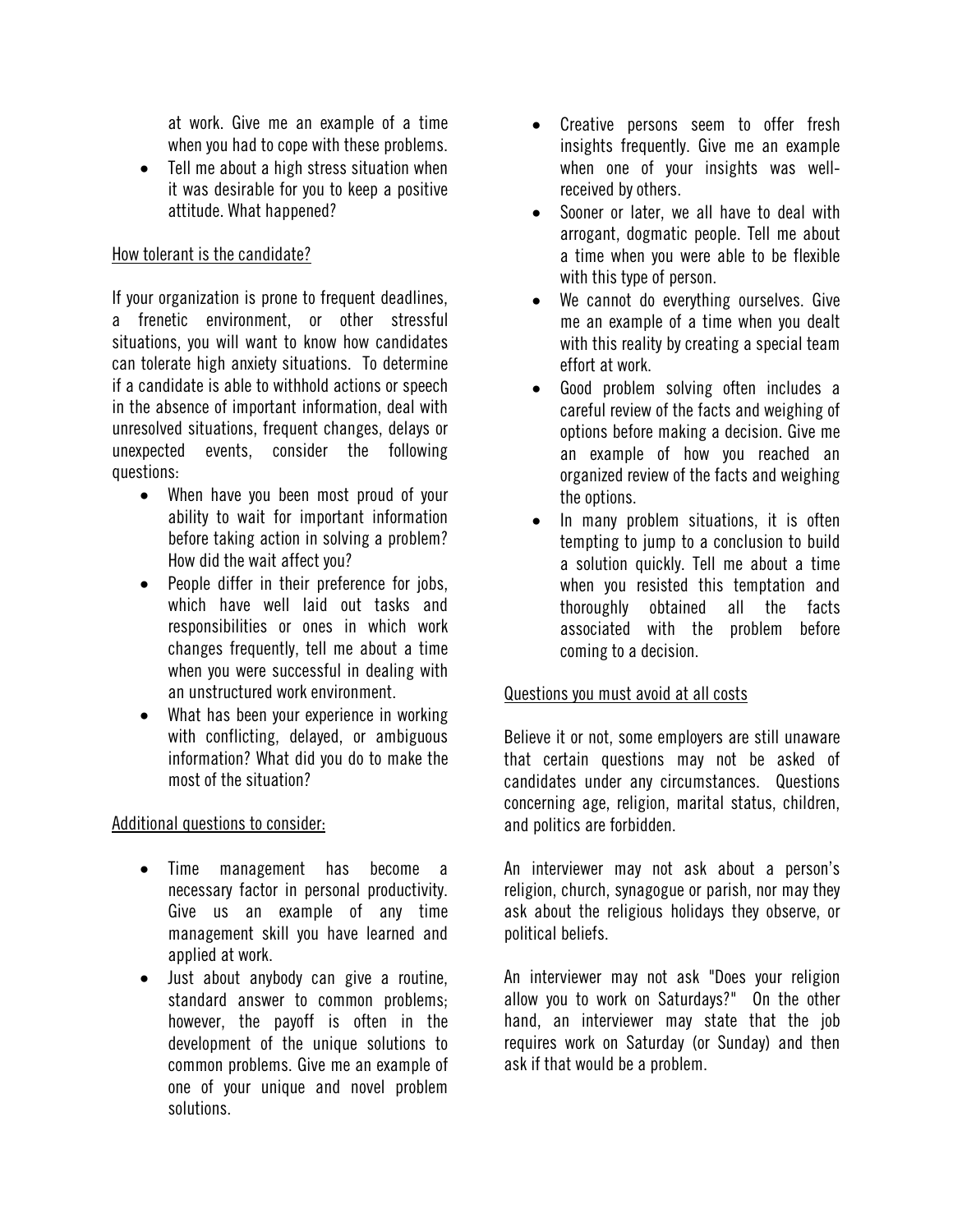at work. Give me an example of a time when you had to cope with these problems.

- Tell me about a high stress situation when it was desirable for you to keep a positive attitude. What happened?

How tolerant is the candidate?

If your organization is prone to frequent deadlines, a frenetic environment, or other stressful situations, you will want to know how candidates can tolerate high anxiety situations. To determine if a candidate is able to withhold actions or speech in the absence of important information, deal with unresolved situations, frequent changes, delays or unexpected events, consider the following questions:

- When have you been most proud of your ability to wait for important information before taking action in solving a problem? How did the wait affect you?
- People differ in their preference for jobs, which have well laid out tasks and responsibilities or ones in which work changes frequently, tell me about a time when you were successful in dealing with an unstructured work environment.
- What has been your experience in working with conflicting, delayed, or ambiguous information? What did you do to make the most of the situation?

Additional questions to consider:

- Time management has become a necessary factor in personal productivity. Give us an example of any time management skill you have learned and applied at work.
- Just about anybody can give a routine, standard answer to common problems; however, the payoff is often in the development of the unique solutions to common problems. Give me an example of one of your unique and novel problem solutions.
- Creative persons seem to offer fresh insights frequently. Give me an example when one of your insights was well-received by others.
- Sooner or later, we all have to deal with arrogant, dogmatic people. Tell me about a time when you were able to be flexible with this type of person.
- We cannot do everything ourselves. Give me an example of a time when you dealt with this reality by creating a special team effort at work.
- Good problem solving often includes a careful review of the facts and weighing of options before making a decision. Give me an example of how you reached an organized review of the facts and weighing the options.
- In many problem situations, it is often tempting to jump to a conclusion to build a solution quickly. Tell me about a time when you resisted this temptation and thoroughly obtained all the facts associated with the problem before coming to a decision.

Questions you must avoid at all costs

Believe it or not, some employers are still unaware that certain questions may not be asked of candidates under any circumstances. Questions concerning age, religion, marital status, children, and politics are forbidden.

An interviewer may not ask about a person's religion, church, synagogue or parish, nor may they ask about the religious holidays they observe, or political beliefs.

An interviewer may not ask "Does your religion allow you to work on Saturdays?" On the other hand, an interviewer may state that the job requires work on Saturday (or Sunday) and then ask if that would be a problem.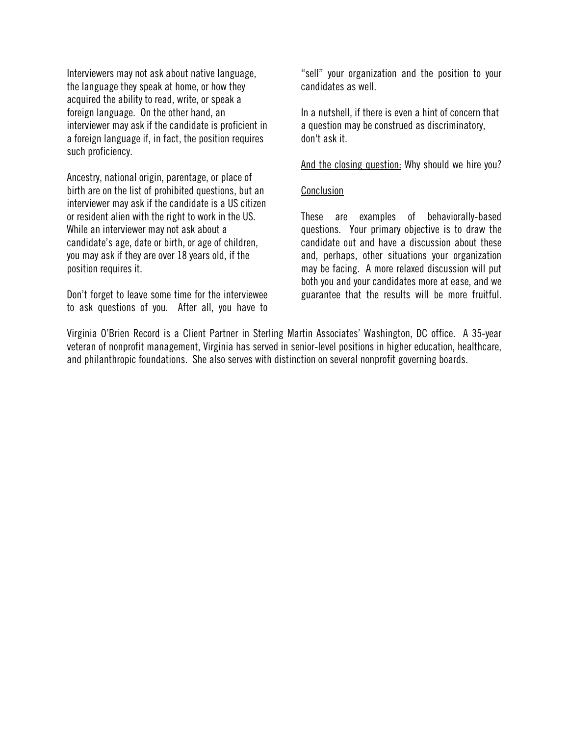Interviewers may not ask about native language, the language they speak at home, or how they acquired the ability to read, write, or speak a foreign language. On the other hand, an interviewer may ask if the candidate is proficient in a foreign language if, in fact, the position requires such proficiency.

Ancestry, national origin, parentage, or place of birth are on the list of prohibited questions, but an interviewer may ask if the candidate is a US citizen or resident alien with the right to work in the US. While an interviewer may not ask about a candidate's age, date or birth, or age of children, you may ask if they are over 18 years old, if the position requires it.

Don't forget to leave some time for the interviewee to ask questions of you. After all, you have to "sell" your organization and the position to your candidates as well.

In a nutshell, if there is even a hint of concern that a question may be construed as discriminatory, don't ask it.

<u>And the closing question:</u> Why should we hire you?

<u>Conclusion</u>

These are examples of behaviorally-based questions. Your primary objective is to draw the candidate out and have a discussion about these and, perhaps, other situations your organization may be facing. A more relaxed discussion will put both you and your candidates more at ease, and we guarantee that the results will be more fruitful.

Virginia O'Brien Record is a Client Partner in Sterling Martin Associates' Washington, DC office. A 35-year veteran of nonprofit management, Virginia has served in senior-level positions in higher education, healthcare, and philanthropic foundations. She also serves with distinction on several nonprofit governing boards.